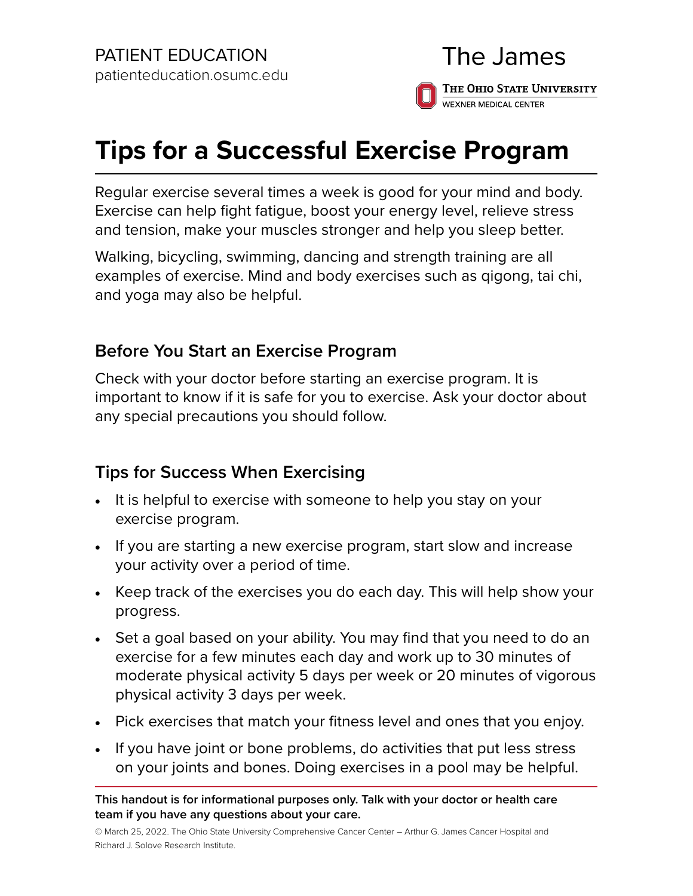PATIENT EDUCATION
patienteducation.osumc.edu

The James

The Ohio State University
Wexner Medical Center

# Tips for a Successful Exercise Program

Regular exercise several times a week is good for your mind and body. Exercise can help fight fatigue, boost your energy level, relieve stress and tension, make your muscles stronger and help you sleep better.

Walking, bicycling, swimming, dancing and strength training are all examples of exercise. Mind and body exercises such as qigong, tai chi, and yoga may also be helpful.

## Before You Start an Exercise Program

Check with your doctor before starting an exercise program. It is important to know if it is safe for you to exercise. Ask your doctor about any special precautions you should follow.

## Tips for Success When Exercising

- It is helpful to exercise with someone to help you stay on your exercise program.
- If you are starting a new exercise program, start slow and increase your activity over a period of time.
- Keep track of the exercises you do each day. This will help show your progress.
- Set a goal based on your ability. You may find that you need to do an exercise for a few minutes each day and work up to 30 minutes of moderate physical activity 5 days per week or 20 minutes of vigorous physical activity 3 days per week.
- Pick exercises that match your fitness level and ones that you enjoy.
- If you have joint or bone problems, do activities that put less stress on your joints and bones. Doing exercises in a pool may be helpful.

**This handout is for informational purposes only. Talk with your doctor or health care team if you have any questions about your care.**

© March 25, 2022. The Ohio State University Comprehensive Cancer Center – Arthur G. James Cancer Hospital and Richard J. Solove Research Institute.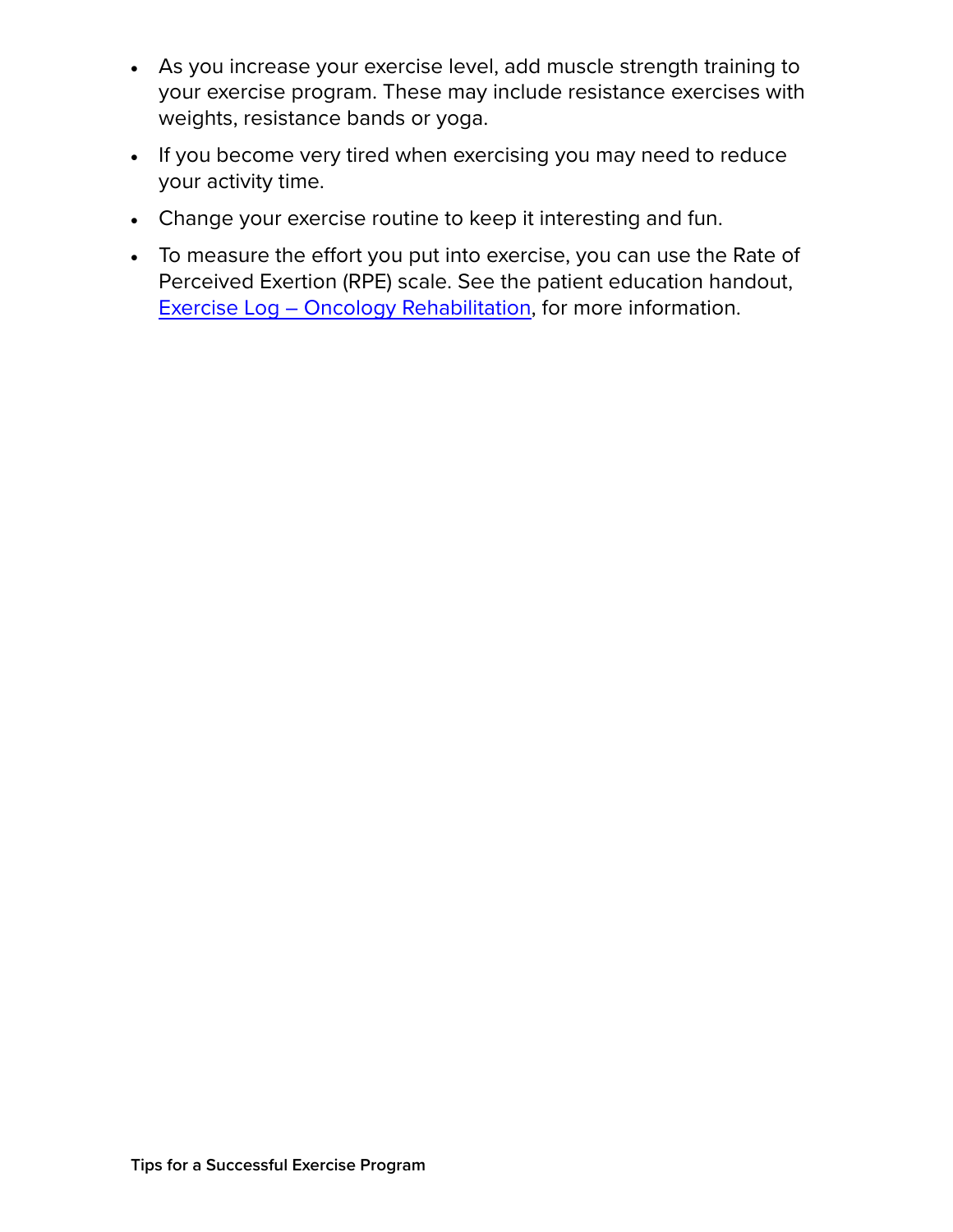- As you increase your exercise level, add muscle strength training to your exercise program. These may include resistance exercises with weights, resistance bands or yoga.
- If you become very tired when exercising you may need to reduce your activity time.
- Change your exercise routine to keep it interesting and fun.
- To measure the effort you put into exercise, you can use the Rate of Perceived Exertion (RPE) scale. See the patient education handout, Exercise Log – Oncology Rehabilitation, for more information.